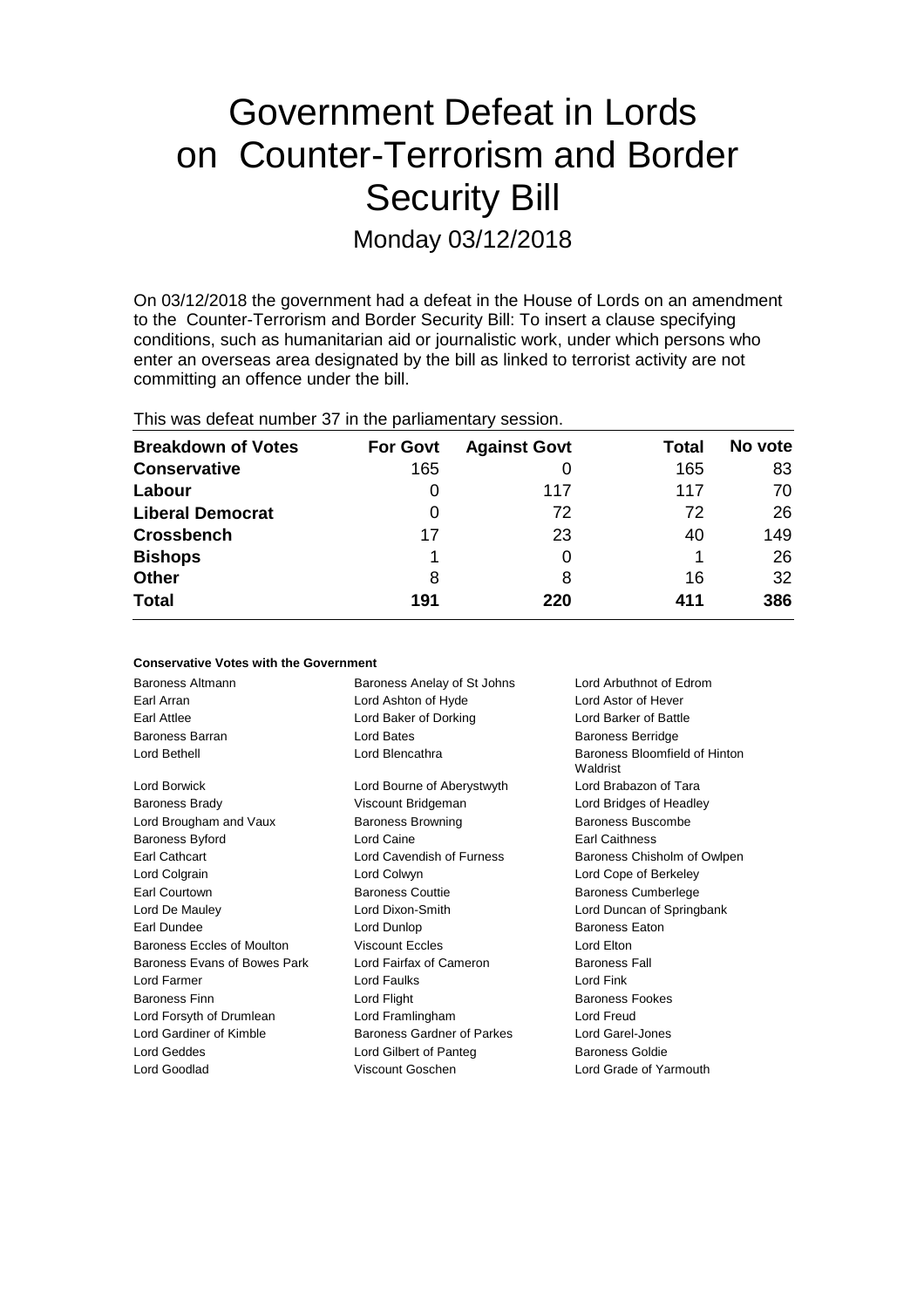# Government Defeat in Lords on Counter-Terrorism and Border Security Bill

Monday 03/12/2018

On 03/12/2018 the government had a defeat in the House of Lords on an amendment to the Counter-Terrorism and Border Security Bill: To insert a clause specifying conditions, such as humanitarian aid or journalistic work, under which persons who enter an overseas area designated by the bill as linked to terrorist activity are not committing an offence under the bill.

This was defeat number 37 in the parliamentary session.

| Breakdown of Votes | For Govt | Against Govt | Total | No vote |
|---|---|---|---|---|
| **Conservative** | 165 | 0 | 165 | 83 |
| **Labour** | 0 | 117 | 117 | 70 |
| **Liberal Democrat** | 0 | 72 | 72 | 26 |
| **Crossbench** | 17 | 23 | 40 | 149 |
| **Bishops** | 1 | 0 | 1 | 26 |
| **Other** | 8 | 8 | 16 | 32 |
| **Total** | **191** | **220** | **411** | **386** |

**Conservative Votes with the Government**

| | | |
|---|---|---|
| Baroness Altmann | Baroness Anelay of St Johns | Lord Arbuthnot of Edrom |
| Earl Arran | Lord Ashton of Hyde | Lord Astor of Hever |
| Earl Attlee | Lord Baker of Dorking | Lord Barker of Battle |
| Baroness Barran | Lord Bates | Baroness Berridge |
| Lord Bethell | Lord Blencathra | Baroness Bloomfield of Hinton Waldrist |
| Lord Borwick | Lord Bourne of Aberystwyth | Lord Brabazon of Tara |
| Baroness Brady | Viscount Bridgeman | Lord Bridges of Headley |
| Lord Brougham and Vaux | Baroness Browning | Baroness Buscombe |
| Baroness Byford | Lord Caine | Earl Caithness |
| Earl Cathcart | Lord Cavendish of Furness | Baroness Chisholm of Owlpen |
| Lord Colgrain | Lord Colwyn | Lord Cope of Berkeley |
| Earl Courtown | Baroness Couttie | Baroness Cumberlege |
| Lord De Mauley | Lord Dixon-Smith | Lord Duncan of Springbank |
| Earl Dundee | Lord Dunlop | Baroness Eaton |
| Baroness Eccles of Moulton | Viscount Eccles | Lord Elton |
| Baroness Evans of Bowes Park | Lord Fairfax of Cameron | Baroness Fall |
| Lord Farmer | Lord Faulks | Lord Fink |
| Baroness Finn | Lord Flight | Baroness Fookes |
| Lord Forsyth of Drumlean | Lord Framlingham | Lord Freud |
| Lord Gardiner of Kimble | Baroness Gardner of Parkes | Lord Garel-Jones |
| Lord Geddes | Lord Gilbert of Panteg | Baroness Goldie |
| Lord Goodlad | Viscount Goschen | Lord Grade of Yarmouth |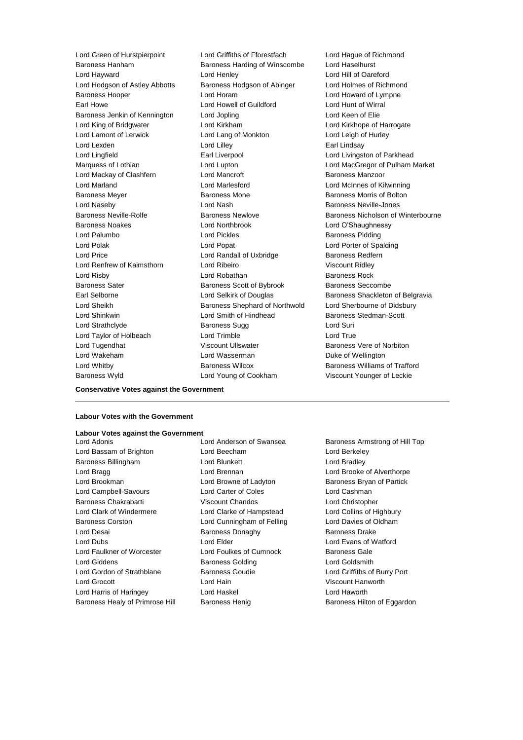Lord Green of Hurstpierpoint
Lord Griffiths of Fforestfach
Lord Hague of Richmond
Baroness Hanham
Baroness Harding of Winscombe
Lord Haselhurst
Lord Hayward
Lord Henley
Lord Hill of Oareford
Lord Hodgson of Astley Abbotts
Baroness Hodgson of Abinger
Lord Holmes of Richmond
Baroness Hooper
Lord Horam
Lord Howard of Lympne
Earl Howe
Lord Howell of Guildford
Lord Hunt of Wirral
Baroness Jenkin of Kennington
Lord Jopling
Lord Keen of Elie
Lord King of Bridgwater
Lord Kirkham
Lord Kirkhope of Harrogate
Lord Lamont of Lerwick
Lord Lang of Monkton
Lord Leigh of Hurley
Lord Lexden
Lord Lilley
Earl Lindsay
Lord Lingfield
Earl Liverpool
Lord Livingston of Parkhead
Marquess of Lothian
Lord Lupton
Lord MacGregor of Pulham Market
Lord Mackay of Clashfern
Lord Mancroft
Baroness Manzoor
Lord Marland
Lord Marlesford
Lord McInnes of Kilwinning
Baroness Meyer
Baroness Mone
Baroness Morris of Bolton
Lord Naseby
Lord Nash
Baroness Neville-Jones
Baroness Neville-Rolfe
Baroness Newlove
Baroness Nicholson of Winterbourne
Baroness Noakes
Lord Northbrook
Lord O'Shaughnessy
Lord Palumbo
Lord Pickles
Baroness Pidding
Lord Polak
Lord Popat
Lord Porter of Spalding
Lord Price
Lord Randall of Uxbridge
Baroness Redfern
Lord Renfrew of Kaimsthorn
Lord Ribeiro
Viscount Ridley
Lord Risby
Lord Robathan
Baroness Rock
Baroness Sater
Baroness Scott of Bybrook
Baroness Seccombe
Earl Selborne
Lord Selkirk of Douglas
Baroness Shackleton of Belgravia
Lord Sheikh
Baroness Shephard of Northwold
Lord Sherbourne of Didsbury
Lord Shinkwin
Lord Smith of Hindhead
Baroness Stedman-Scott
Lord Strathclyde
Baroness Sugg
Lord Suri
Lord Taylor of Holbeach
Lord Trimble
Lord True
Lord Tugendhat
Viscount Ullswater
Baroness Vere of Norbiton
Lord Wakeham
Lord Wasserman
Duke of Wellington
Lord Whitby
Baroness Wilcox
Baroness Williams of Trafford
Baroness Wyld
Lord Young of Cookham
Viscount Younger of Leckie

**Conservative Votes against the Government**

---

**Labour Votes with the Government**

**Labour Votes against the Government**

Lord Adonis
Lord Anderson of Swansea
Baroness Armstrong of Hill Top
Lord Bassam of Brighton
Lord Beecham
Lord Berkeley
Baroness Billingham
Lord Blunkett
Lord Bradley
Lord Bragg
Lord Brennan
Lord Brooke of Alverthorpe
Lord Brookman
Lord Browne of Ladyton
Baroness Bryan of Partick
Lord Campbell-Savours
Lord Carter of Coles
Lord Cashman
Baroness Chakrabarti
Viscount Chandos
Lord Christopher
Lord Clark of Windermere
Lord Clarke of Hampstead
Lord Collins of Highbury
Baroness Corston
Lord Cunningham of Felling
Lord Davies of Oldham
Lord Desai
Baroness Donaghy
Baroness Drake
Lord Dubs
Lord Elder
Lord Evans of Watford
Lord Faulkner of Worcester
Lord Foulkes of Cumnock
Baroness Gale
Lord Giddens
Baroness Golding
Lord Goldsmith
Lord Gordon of Strathblane
Baroness Goudie
Lord Griffiths of Burry Port
Lord Grocott
Lord Hain
Viscount Hanworth
Lord Harris of Haringey
Lord Haskel
Lord Haworth
Baroness Healy of Primrose Hill
Baroness Henig
Baroness Hilton of Eggardon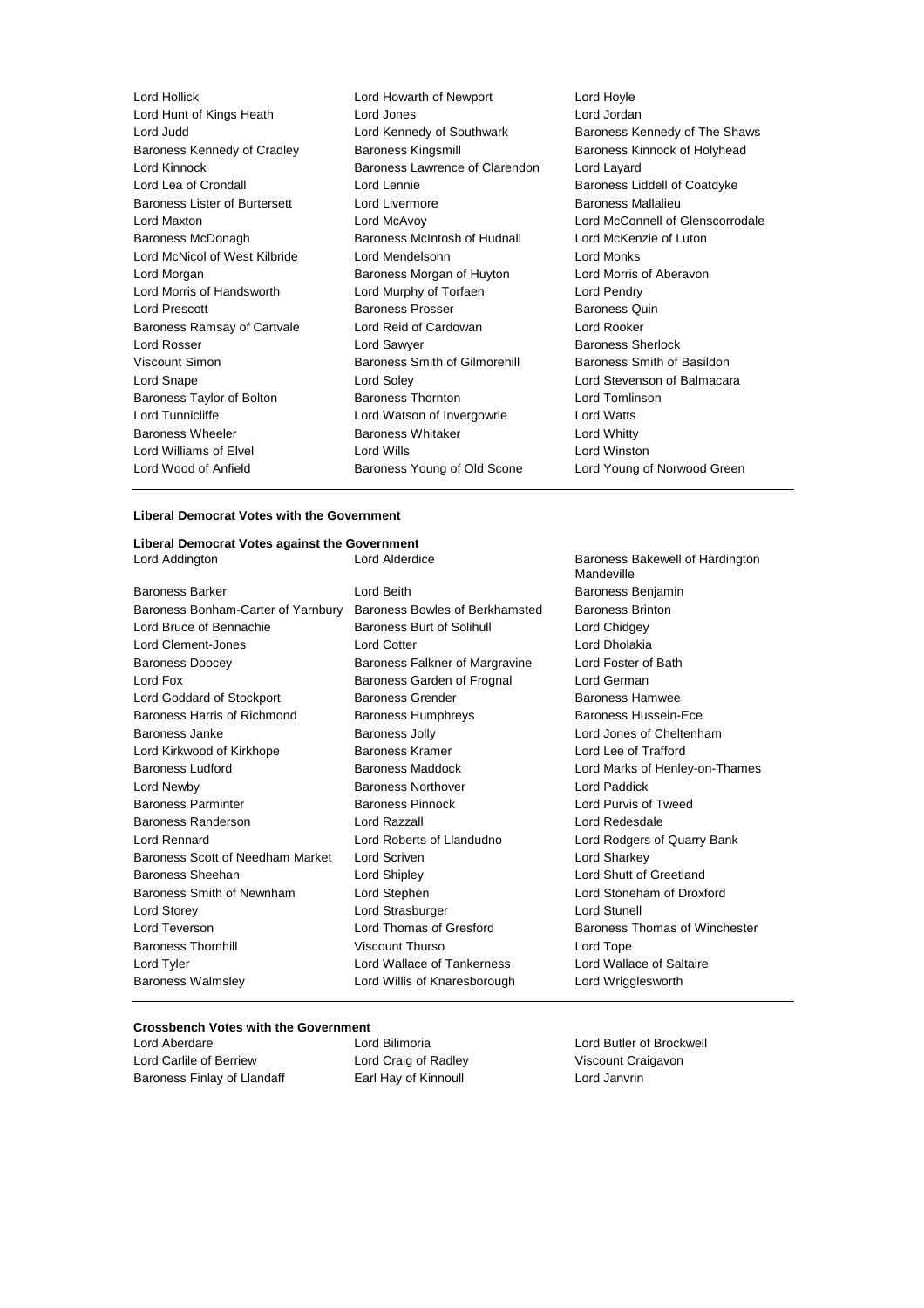Lord Hollick
Lord Howarth of Newport
Lord Hoyle
Lord Hunt of Kings Heath
Lord Jones
Lord Jordan
Lord Judd
Lord Kennedy of Southwark
Baroness Kennedy of The Shaws
Baroness Kennedy of Cradley
Baroness Kingsmill
Baroness Kinnock of Holyhead
Lord Kinnock
Baroness Lawrence of Clarendon
Lord Layard
Lord Lea of Crondall
Lord Lennie
Baroness Liddell of Coatdyke
Baroness Lister of Burtersett
Lord Livermore
Baroness Mallalieu
Lord Maxton
Lord McAvoy
Lord McConnell of Glenscorrodale
Baroness McDonagh
Baroness McIntosh of Hudnall
Lord McKenzie of Luton
Lord McNicol of West Kilbride
Lord Mendelsohn
Lord Monks
Lord Morgan
Baroness Morgan of Huyton
Lord Morris of Aberavon
Lord Morris of Handsworth
Lord Murphy of Torfaen
Lord Pendry
Lord Prescott
Baroness Prosser
Baroness Quin
Baroness Ramsay of Cartvale
Lord Reid of Cardowan
Lord Rooker
Lord Rosser
Lord Sawyer
Baroness Sherlock
Viscount Simon
Baroness Smith of Gilmorehill
Baroness Smith of Basildon
Lord Snape
Lord Soley
Lord Stevenson of Balmacara
Baroness Taylor of Bolton
Baroness Thornton
Lord Tomlinson
Lord Tunnicliffe
Lord Watson of Invergowrie
Lord Watts
Baroness Wheeler
Baroness Whitaker
Lord Whitty
Lord Williams of Elvel
Lord Wills
Lord Winston
Lord Wood of Anfield
Baroness Young of Old Scone
Lord Young of Norwood Green

**Liberal Democrat Votes with the Government**

**Liberal Democrat Votes against the Government**

Lord Addington
Lord Alderdice
Baroness Bakewell of Hardington Mandeville
Baroness Barker
Lord Beith
Baroness Benjamin
Baroness Bonham-Carter of Yarnbury
Baroness Bowles of Berkhamsted
Baroness Brinton
Lord Bruce of Bennachie
Baroness Burt of Solihull
Lord Chidgey
Lord Clement-Jones
Lord Cotter
Lord Dholakia
Baroness Doocey
Baroness Falkner of Margravine
Lord Foster of Bath
Lord Fox
Baroness Garden of Frognal
Lord German
Lord Goddard of Stockport
Baroness Grender
Baroness Hamwee
Baroness Harris of Richmond
Baroness Humphreys
Baroness Hussein-Ece
Baroness Janke
Baroness Jolly
Lord Jones of Cheltenham
Lord Kirkwood of Kirkhope
Baroness Kramer
Lord Lee of Trafford
Baroness Ludford
Baroness Maddock
Lord Marks of Henley-on-Thames
Lord Newby
Baroness Northover
Lord Paddick
Baroness Parminter
Baroness Pinnock
Lord Purvis of Tweed
Baroness Randerson
Lord Razzall
Lord Redesdale
Lord Rennard
Lord Roberts of Llandudno
Lord Rodgers of Quarry Bank
Baroness Scott of Needham Market
Lord Scriven
Lord Sharkey
Baroness Sheehan
Lord Shipley
Lord Shutt of Greetland
Baroness Smith of Newnham
Lord Stephen
Lord Stoneham of Droxford
Lord Storey
Lord Strasburger
Lord Stunell
Lord Teverson
Lord Thomas of Gresford
Baroness Thomas of Winchester
Baroness Thornhill
Viscount Thurso
Lord Tope
Lord Tyler
Lord Wallace of Tankerness
Lord Wallace of Saltaire
Baroness Walmsley
Lord Willis of Knaresborough
Lord Wrigglesworth

**Crossbench Votes with the Government**

Lord Aberdare
Lord Bilimoria
Lord Butler of Brockwell
Lord Carlile of Berriew
Lord Craig of Radley
Viscount Craigavon
Baroness Finlay of Llandaff
Earl Hay of Kinnoull
Lord Janvrin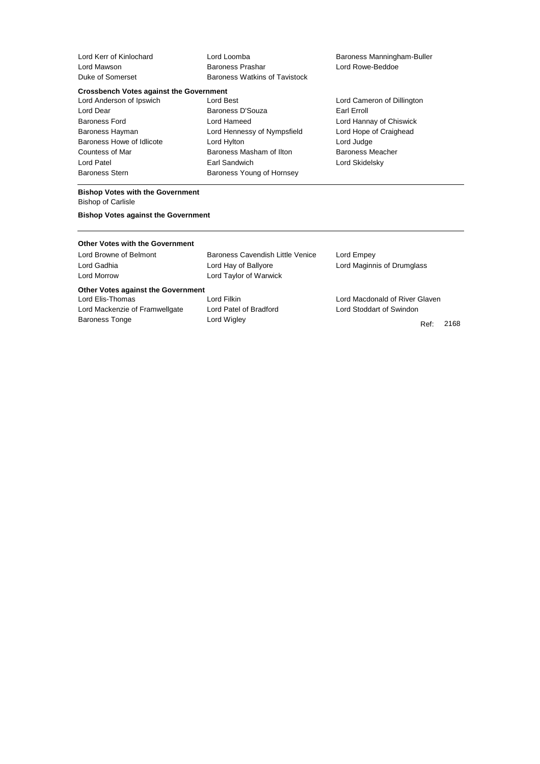Lord Kerr of Kinlochard
Lord Loomba
Baroness Manningham-Buller
Lord Mawson
Baroness Prashar
Lord Rowe-Beddoe
Duke of Somerset
Baroness Watkins of Tavistock

**Crossbench Votes against the Government**

Lord Anderson of Ipswich
Lord Best
Lord Cameron of Dillington
Lord Dear
Baroness D'Souza
Earl Erroll
Baroness Ford
Lord Hameed
Lord Hannay of Chiswick
Baroness Hayman
Lord Hennessy of Nympsfield
Lord Hope of Craighead
Baroness Howe of Idlicote
Lord Hylton
Lord Judge
Countess of Mar
Baroness Masham of Ilton
Baroness Meacher
Lord Patel
Earl Sandwich
Lord Skidelsky
Baroness Stern
Baroness Young of Hornsey

---

**Bishop Votes with the Government**

Bishop of Carlisle

**Bishop Votes against the Government**

---

**Other Votes with the Government**

Lord Browne of Belmont
Baroness Cavendish Little Venice
Lord Empey
Lord Gadhia
Lord Hay of Ballyore
Lord Maginnis of Drumglass
Lord Morrow
Lord Taylor of Warwick

**Other Votes against the Government**

Lord Elis-Thomas
Lord Filkin
Lord Macdonald of River Glaven
Lord Mackenzie of Framwellgate
Lord Patel of Bradford
Lord Stoddart of Swindon
Baroness Tonge
Lord Wigley

Ref: 2168